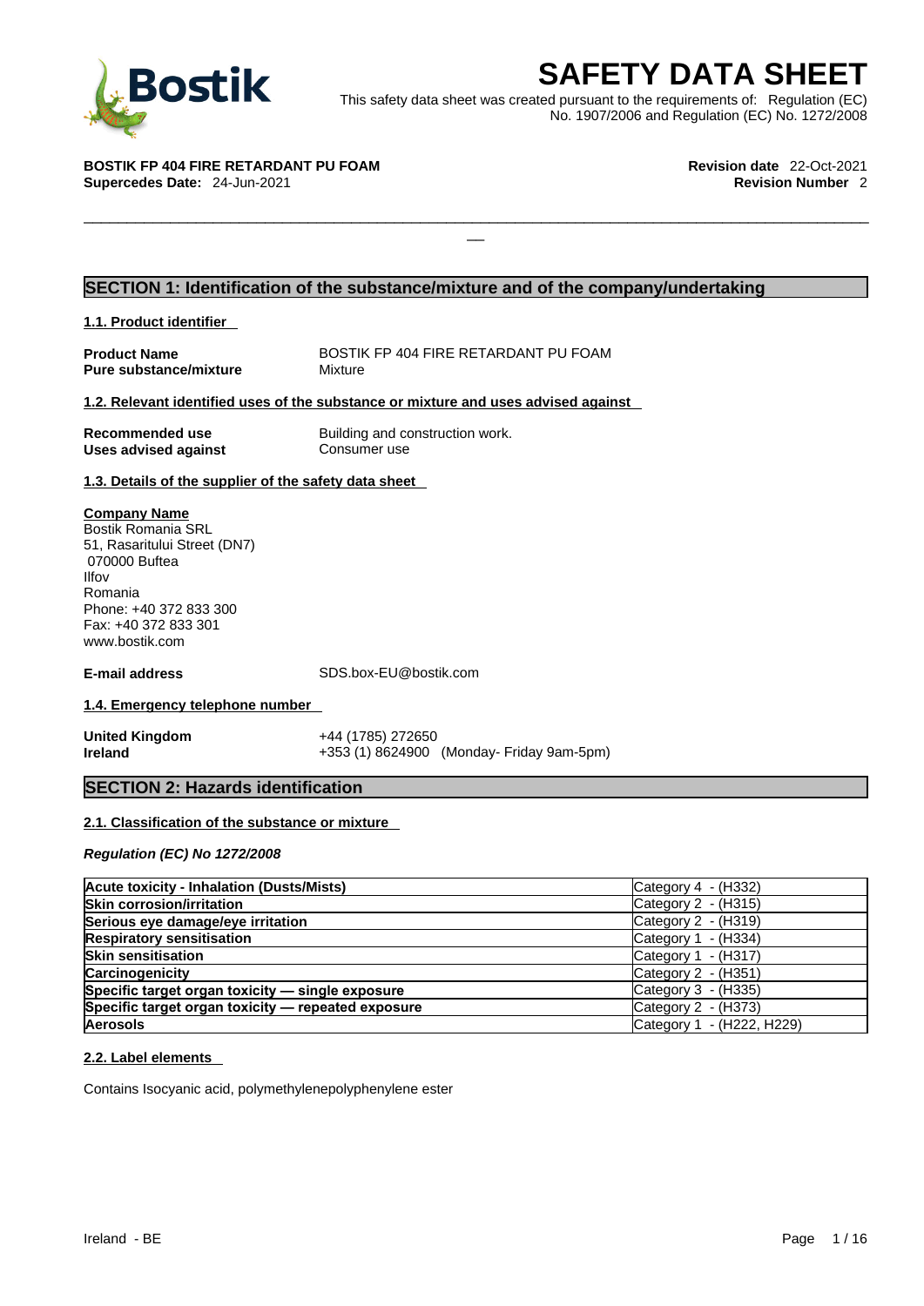# SAFETY DATA SHEET

This safety data sheet was created pursuant to the requirements of: Regulation (EC) No. 1907/2006 and Regulation (EC) No. 1272/2008

**BOSTIK FP 404 FIRE RETARDANT PU FOAM**
**Supercedes Date:** 24-Jun-2021

**Revision date** 22-Oct-2021
**Revision Number** 2

## SECTION 1: Identification of the substance/mixture and of the company/undertaking

### 1.1. Product identifier

| | |
|---|---|
| **Product Name** | BOSTIK FP 404 FIRE RETARDANT PU FOAM |
| **Pure substance/mixture** | Mixture |

### 1.2. Relevant identified uses of the substance or mixture and uses advised against

| | |
|---|---|
| **Recommended use** | Building and construction work. |
| **Uses advised against** | Consumer use |

### 1.3. Details of the supplier of the safety data sheet

**Company Name**
Bostik Romania SRL
51, Rasaritului Street (DN7)
070000 Buftea
Ilfov
Romania
Phone: +40 372 833 300
Fax: +40 372 833 301
www.bostik.com

**E-mail address** SDS.box-EU@bostik.com

### 1.4. Emergency telephone number

| | |
|---|---|
| **United Kingdom** | +44 (1785) 272650 |
| **Ireland** | +353 (1) 8624900 (Monday- Friday 9am-5pm) |

## SECTION 2: Hazards identification

### 2.1. Classification of the substance or mixture

*Regulation (EC) No 1272/2008*

| | |
|---|---|
| **Acute toxicity - Inhalation (Dusts/Mists)** | Category 4 - (H332) |
| **Skin corrosion/irritation** | Category 2 - (H315) |
| **Serious eye damage/eye irritation** | Category 2 - (H319) |
| **Respiratory sensitisation** | Category 1 - (H334) |
| **Skin sensitisation** | Category 1 - (H317) |
| **Carcinogenicity** | Category 2 - (H351) |
| **Specific target organ toxicity — single exposure** | Category 3 - (H335) |
| **Specific target organ toxicity — repeated exposure** | Category 2 - (H373) |
| **Aerosols** | Category 1 - (H222, H229) |

### 2.2. Label elements

Contains Isocyanic acid, polymethylenepolyphenylene ester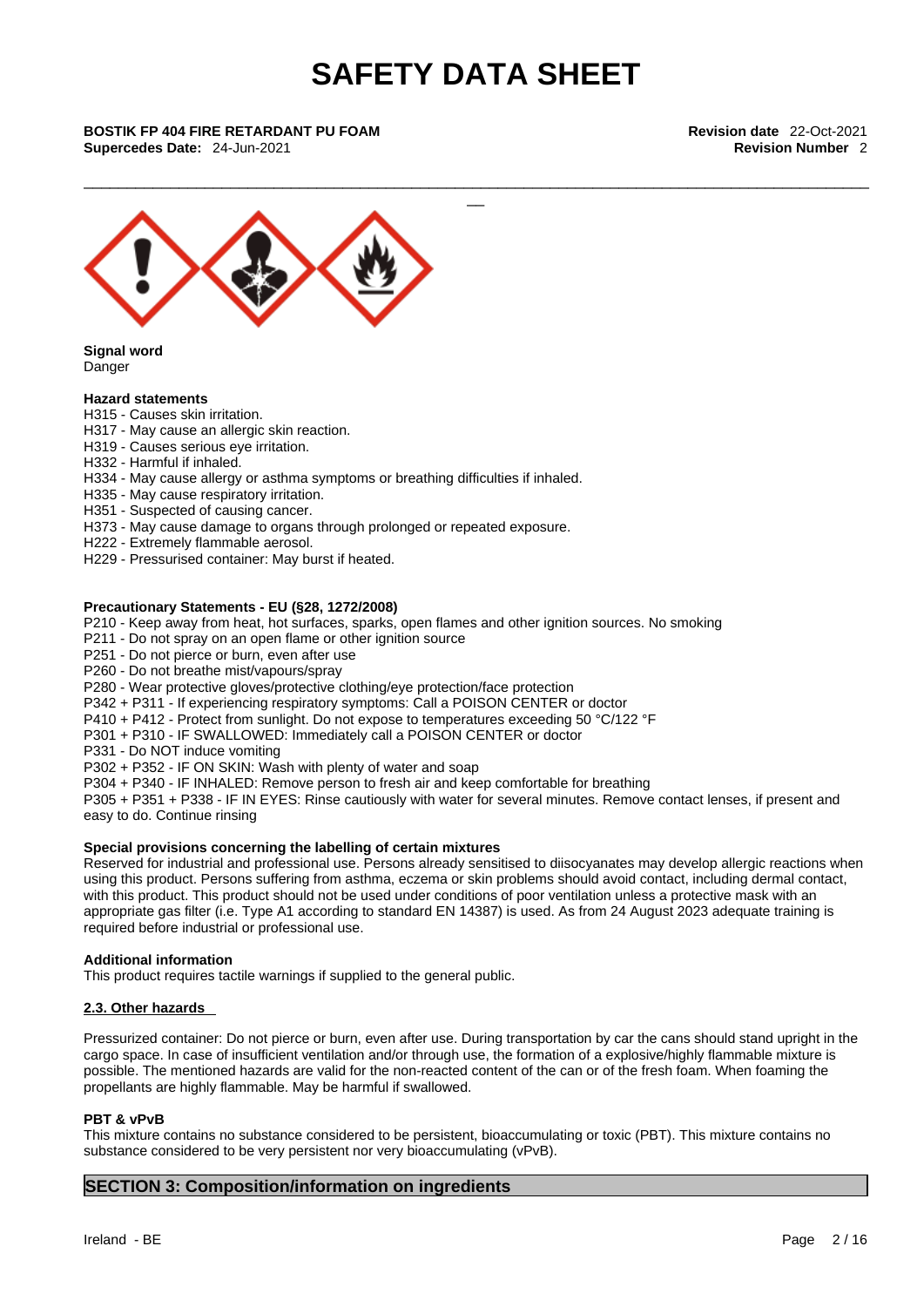**Signal word**
Danger

**Hazard statements**
H315 - Causes skin irritation.
H317 - May cause an allergic skin reaction.
H319 - Causes serious eye irritation.
H332 - Harmful if inhaled.
H334 - May cause allergy or asthma symptoms or breathing difficulties if inhaled.
H335 - May cause respiratory irritation.
H351 - Suspected of causing cancer.
H373 - May cause damage to organs through prolonged or repeated exposure.
H222 - Extremely flammable aerosol.
H229 - Pressurised container: May burst if heated.

**Precautionary Statements - EU (§28, 1272/2008)**
P210 - Keep away from heat, hot surfaces, sparks, open flames and other ignition sources. No smoking
P211 - Do not spray on an open flame or other ignition source
P251 - Do not pierce or burn, even after use
P260 - Do not breathe mist/vapours/spray
P280 - Wear protective gloves/protective clothing/eye protection/face protection
P342 + P311 - If experiencing respiratory symptoms: Call a POISON CENTER or doctor
P410 + P412 - Protect from sunlight. Do not expose to temperatures exceeding 50 °C/122 °F
P301 + P310 - IF SWALLOWED: Immediately call a POISON CENTER or doctor
P331 - Do NOT induce vomiting
P302 + P352 - IF ON SKIN: Wash with plenty of water and soap
P304 + P340 - IF INHALED: Remove person to fresh air and keep comfortable for breathing
P305 + P351 + P338 - IF IN EYES: Rinse cautiously with water for several minutes. Remove contact lenses, if present and easy to do. Continue rinsing

**Special provisions concerning the labelling of certain mixtures**
Reserved for industrial and professional use. Persons already sensitised to diisocyanates may develop allergic reactions when using this product. Persons suffering from asthma, eczema or skin problems should avoid contact, including dermal contact, with this product. This product should not be used under conditions of poor ventilation unless a protective mask with an appropriate gas filter (i.e. Type A1 according to standard EN 14387) is used. As from 24 August 2023 adequate training is required before industrial or professional use.

**Additional information**
This product requires tactile warnings if supplied to the general public.

### 2.3. Other hazards

Pressurized container: Do not pierce or burn, even after use. During transportation by car the cans should stand upright in the cargo space. In case of insufficient ventilation and/or through use, the formation of a explosive/highly flammable mixture is possible. The mentioned hazards are valid for the non-reacted content of the can or of the fresh foam. When foaming the propellants are highly flammable. May be harmful if swallowed.

**PBT & vPvB**
This mixture contains no substance considered to be persistent, bioaccumulating or toxic (PBT). This mixture contains no substance considered to be very persistent nor very bioaccumulating (vPvB).

## SECTION 3: Composition/information on ingredients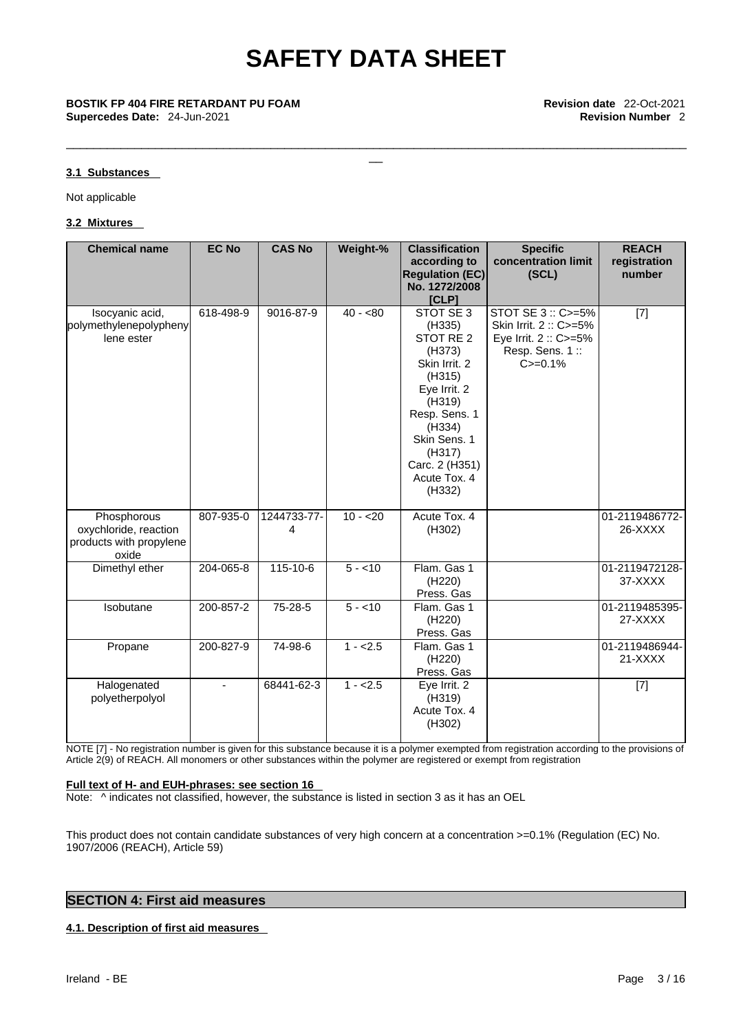**3.1 Substances**

Not applicable

**3.2 Mixtures**

| Chemical name | EC No | CAS No | Weight-% | Classification according to Regulation (EC) No. 1272/2008 [CLP] | Specific concentration limit (SCL) | REACH registration number |
|---|---|---|---|---|---|---|
| Isocyanic acid, polymethylenepolyphenylene ester | 618-498-9 | 9016-87-9 | 40 - <80 | STOT SE 3 (H335) STOT RE 2 (H373) Skin Irrit. 2 (H315) Eye Irrit. 2 (H319) Resp. Sens. 1 (H334) Skin Sens. 1 (H317) Carc. 2 (H351) Acute Tox. 4 (H332) | STOT SE 3 :: C>=5% Skin Irrit. 2 :: C>=5% Eye Irrit. 2 :: C>=5% Resp. Sens. 1 :: C>=0.1% | [7] |
| Phosphorous oxychloride, reaction products with propylene oxide | 807-935-0 | 1244733-77-4 | 10 - <20 | Acute Tox. 4 (H302) | | 01-2119486772-26-XXXX |
| Dimethyl ether | 204-065-8 | 115-10-6 | 5 - <10 | Flam. Gas 1 (H220) Press. Gas | | 01-2119472128-37-XXXX |
| Isobutane | 200-857-2 | 75-28-5 | 5 - <10 | Flam. Gas 1 (H220) Press. Gas | | 01-2119485395-27-XXXX |
| Propane | 200-827-9 | 74-98-6 | 1 - <2.5 | Flam. Gas 1 (H220) Press. Gas | | 01-2119486944-21-XXXX |
| Halogenated polyetherpolyol | - | 68441-62-3 | 1 - <2.5 | Eye Irrit. 2 (H319) Acute Tox. 4 (H302) | | [7] |

NOTE [7] - No registration number is given for this substance because it is a polymer exempted from registration according to the provisions of Article 2(9) of REACH. All monomers or other substances within the polymer are registered or exempt from registration

**Full text of H- and EUH-phrases: see section 16**

Note: ^ indicates not classified, however, the substance is listed in section 3 as it has an OEL

This product does not contain candidate substances of very high concern at a concentration >=0.1% (Regulation (EC) No. 1907/2006 (REACH), Article 59)

## SECTION 4: First aid measures

**4.1. Description of first aid measures**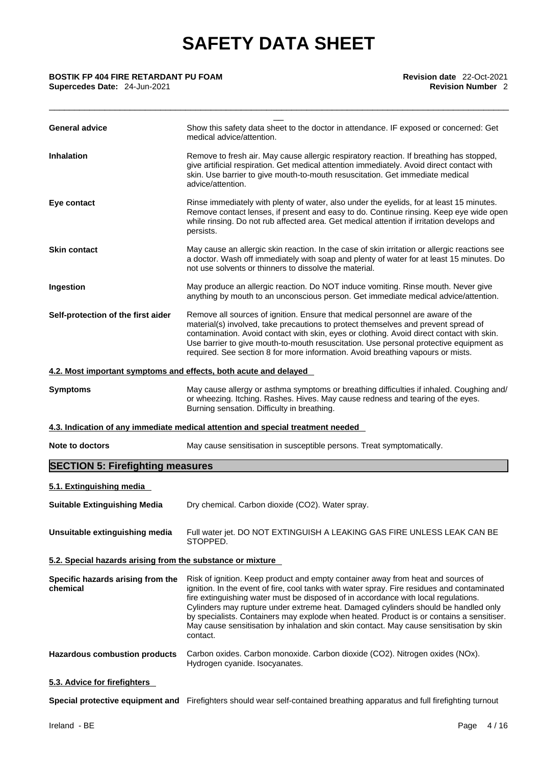| | |
|---|---|
| **General advice** | Show this safety data sheet to the doctor in attendance. IF exposed or concerned: Get medical advice/attention. |
| **Inhalation** | Remove to fresh air. May cause allergic respiratory reaction. If breathing has stopped, give artificial respiration. Get medical attention immediately. Avoid direct contact with skin. Use barrier to give mouth-to-mouth resuscitation. Get immediate medical advice/attention. |
| **Eye contact** | Rinse immediately with plenty of water, also under the eyelids, for at least 15 minutes. Remove contact lenses, if present and easy to do. Continue rinsing. Keep eye wide open while rinsing. Do not rub affected area. Get medical attention if irritation develops and persists. |
| **Skin contact** | May cause an allergic skin reaction. In the case of skin irritation or allergic reactions see a doctor. Wash off immediately with soap and plenty of water for at least 15 minutes. Do not use solvents or thinners to dissolve the material. |
| **Ingestion** | May produce an allergic reaction. Do NOT induce vomiting. Rinse mouth. Never give anything by mouth to an unconscious person. Get immediate medical advice/attention. |
| **Self-protection of the first aider** | Remove all sources of ignition. Ensure that medical personnel are aware of the material(s) involved, take precautions to protect themselves and prevent spread of contamination. Avoid contact with skin, eyes or clothing. Avoid direct contact with skin. Use barrier to give mouth-to-mouth resuscitation. Use personal protective equipment as required. See section 8 for more information. Avoid breathing vapours or mists. |

### 4.2. Most important symptoms and effects, both acute and delayed

**Symptoms** May cause allergy or asthma symptoms or breathing difficulties if inhaled. Coughing and/ or wheezing. Itching. Rashes. Hives. May cause redness and tearing of the eyes. Burning sensation. Difficulty in breathing.

### 4.3. Indication of any immediate medical attention and special treatment needed

**Note to doctors** May cause sensitisation in susceptible persons. Treat symptomatically.

## SECTION 5: Firefighting measures

### 5.1. Extinguishing media

**Suitable Extinguishing Media** Dry chemical. Carbon dioxide ($CO_2$). Water spray.

**Unsuitable extinguishing media** Full water jet. DO NOT EXTINGUISH A LEAKING GAS FIRE UNLESS LEAK CAN BE STOPPED.

### 5.2. Special hazards arising from the substance or mixture

**Specific hazards arising from the chemical** Risk of ignition. Keep product and empty container away from heat and sources of ignition. In the event of fire, cool tanks with water spray. Fire residues and contaminated fire extinguishing water must be disposed of in accordance with local regulations. Cylinders may rupture under extreme heat. Damaged cylinders should be handled only by specialists. Containers may explode when heated. Product is or contains a sensitiser. May cause sensitisation by inhalation and skin contact. May cause sensitisation by skin contact.

**Hazardous combustion products** Carbon oxides. Carbon monoxide. Carbon dioxide ($CO_2$). Nitrogen oxides (NOx). Hydrogen cyanide. Isocyanates.

### 5.3. Advice for firefighters

**Special protective equipment and** Firefighters should wear self-contained breathing apparatus and full firefighting turnout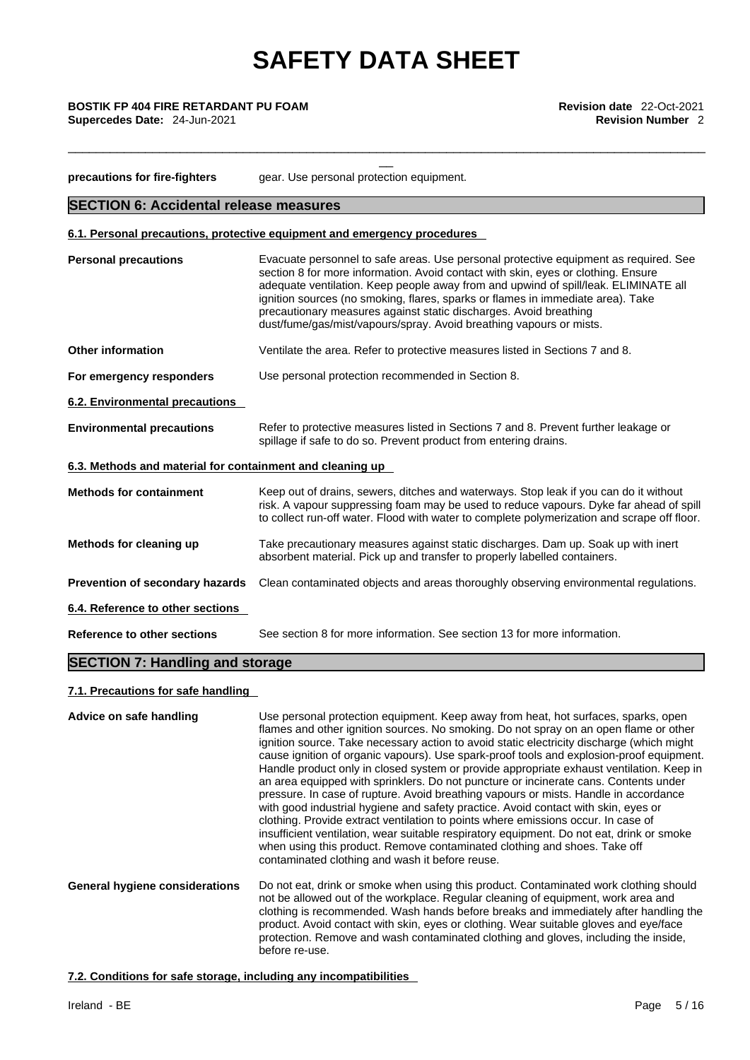| | |
|---|---|
| **precautions for fire-fighters** | gear. Use personal protection equipment. |

## SECTION 6: Accidental release measures

### 6.1. Personal precautions, protective equipment and emergency procedures

| | |
|---|---|
| **Personal precautions** | Evacuate personnel to safe areas. Use personal protective equipment as required. See section 8 for more information. Avoid contact with skin, eyes or clothing. Ensure adequate ventilation. Keep people away from and upwind of spill/leak. ELIMINATE all ignition sources (no smoking, flares, sparks or flames in immediate area). Take precautionary measures against static discharges. Avoid breathing dust/fume/gas/mist/vapours/spray. Avoid breathing vapours or mists. |
| **Other information** | Ventilate the area. Refer to protective measures listed in Sections 7 and 8. |
| **For emergency responders** | Use personal protection recommended in Section 8. |

### 6.2. Environmental precautions

| | |
|---|---|
| **Environmental precautions** | Refer to protective measures listed in Sections 7 and 8. Prevent further leakage or spillage if safe to do so. Prevent product from entering drains. |

### 6.3. Methods and material for containment and cleaning up

| | |
|---|---|
| **Methods for containment** | Keep out of drains, sewers, ditches and waterways. Stop leak if you can do it without risk. A vapour suppressing foam may be used to reduce vapours. Dyke far ahead of spill to collect run-off water. Flood with water to complete polymerization and scrape off floor. |
| **Methods for cleaning up** | Take precautionary measures against static discharges. Dam up. Soak up with inert absorbent material. Pick up and transfer to properly labelled containers. |
| **Prevention of secondary hazards** | Clean contaminated objects and areas thoroughly observing environmental regulations. |

### 6.4. Reference to other sections

| | |
|---|---|
| **Reference to other sections** | See section 8 for more information. See section 13 for more information. |

## SECTION 7: Handling and storage

### 7.1. Precautions for safe handling

| | |
|---|---|
| **Advice on safe handling** | Use personal protection equipment. Keep away from heat, hot surfaces, sparks, open flames and other ignition sources. No smoking. Do not spray on an open flame or other ignition source. Take necessary action to avoid static electricity discharge (which might cause ignition of organic vapours). Use spark-proof tools and explosion-proof equipment. Handle product only in closed system or provide appropriate exhaust ventilation. Keep in an area equipped with sprinklers. Do not puncture or incinerate cans. Contents under pressure. In case of rupture. Avoid breathing vapours or mists. Handle in accordance with good industrial hygiene and safety practice. Avoid contact with skin, eyes or clothing. Provide extract ventilation to points where emissions occur. In case of insufficient ventilation, wear suitable respiratory equipment. Do not eat, drink or smoke when using this product. Remove contaminated clothing and shoes. Take off contaminated clothing and wash it before reuse. |
| **General hygiene considerations** | Do not eat, drink or smoke when using this product. Contaminated work clothing should not be allowed out of the workplace. Regular cleaning of equipment, work area and clothing is recommended. Wash hands before breaks and immediately after handling the product. Avoid contact with skin, eyes or clothing. Wear suitable gloves and eye/face protection. Remove and wash contaminated clothing and gloves, including the inside, before re-use. |

### 7.2. Conditions for safe storage, including any incompatibilities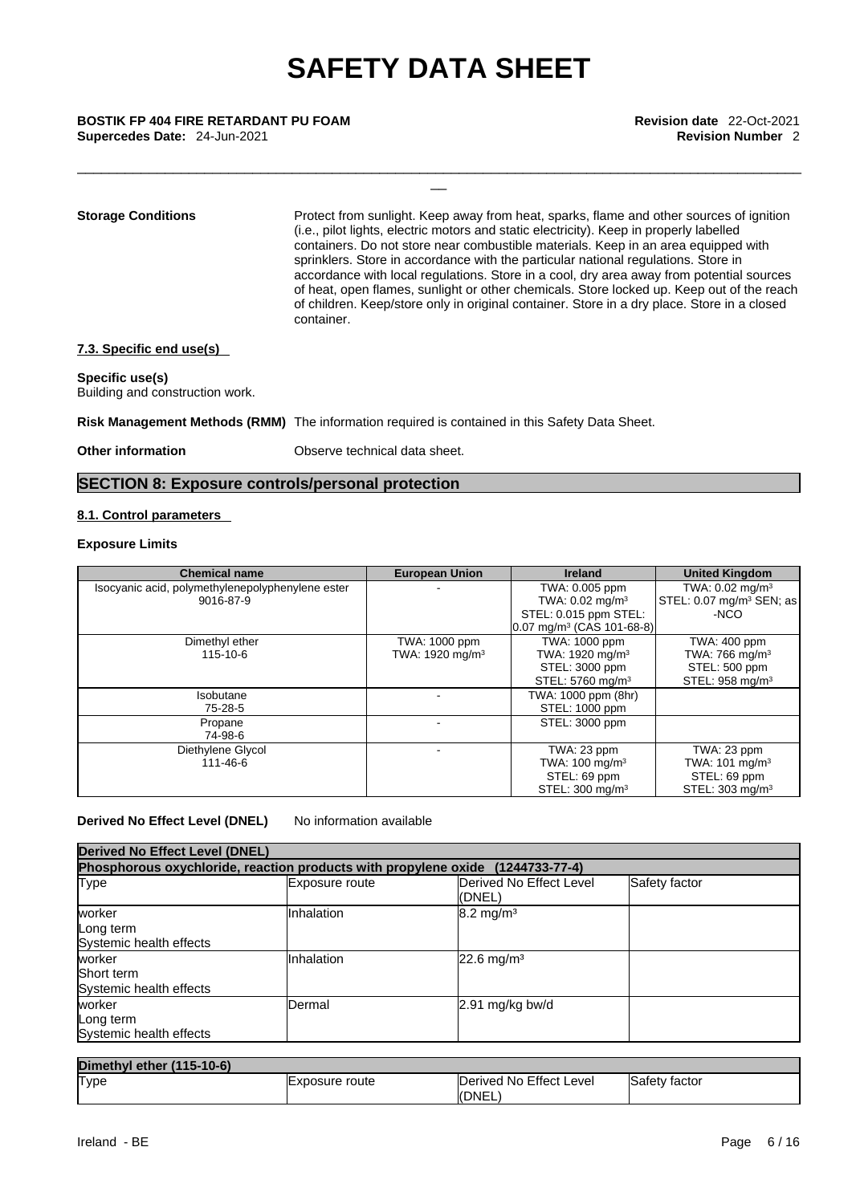**Storage Conditions** Protect from sunlight. Keep away from heat, sparks, flame and other sources of ignition (i.e., pilot lights, electric motors and static electricity). Keep in properly labelled containers. Do not store near combustible materials. Keep in an area equipped with sprinklers. Store in accordance with the particular national regulations. Store in accordance with local regulations. Store in a cool, dry area away from potential sources of heat, open flames, sunlight or other chemicals. Store locked up. Keep out of the reach of children. Keep/store only in original container. Store in a dry place. Store in a closed container.

### 7.3. Specific end use(s)

**Specific use(s)**
Building and construction work.

**Risk Management Methods (RMM)** The information required is contained in this Safety Data Sheet.

**Other information** Observe technical data sheet.

## SECTION 8: Exposure controls/personal protection

### 8.1. Control parameters

**Exposure Limits**

| Chemical name | European Union | Ireland | United Kingdom |
|---|---|---|---|
| Isocyanic acid, polymethylenepolyphenylene ester 9016-87-9 | - | TWA: 0.005 ppm<br>TWA: 0.02 mg/m³<br>STEL: 0.015 ppm STEL: 0.07 mg/m³ (CAS 101-68-8) | TWA: 0.02 mg/m³<br>STEL: 0.07 mg/m³ SEN; as -NCO |
| Dimethyl ether 115-10-6 | TWA: 1000 ppm<br>TWA: 1920 mg/m³ | TWA: 1000 ppm<br>TWA: 1920 mg/m³<br>STEL: 3000 ppm<br>STEL: 5760 mg/m³ | TWA: 400 ppm<br>TWA: 766 mg/m³<br>STEL: 500 ppm<br>STEL: 958 mg/m³ |
| Isobutane 75-28-5 | - | TWA: 1000 ppm (8hr)<br>STEL: 1000 ppm | |
| Propane 74-98-6 | - | STEL: 3000 ppm | |
| Diethylene Glycol 111-46-6 | - | TWA: 23 ppm<br>TWA: 100 mg/m³<br>STEL: 69 ppm<br>STEL: 300 mg/m³ | TWA: 23 ppm<br>TWA: 101 mg/m³<br>STEL: 69 ppm<br>STEL: 303 mg/m³ |

**Derived No Effect Level (DNEL)** No information available

| Derived No Effect Level (DNEL) | | | |
|---|---|---|---|
| **Phosphorous oxychloride, reaction products with propylene oxide (1244733-77-4)** | | | |
| Type | Exposure route | Derived No Effect Level (DNEL) | Safety factor |
| worker<br>Long term<br>Systemic health effects | Inhalation | 8.2 mg/m³ | |
| worker<br>Short term<br>Systemic health effects | Inhalation | 22.6 mg/m³ | |
| worker<br>Long term<br>Systemic health effects | Dermal | 2.91 mg/kg bw/d | |

| Dimethyl ether (115-10-6) | | | |
|---|---|---|---|
| Type | Exposure route | Derived No Effect Level (DNEL) | Safety factor |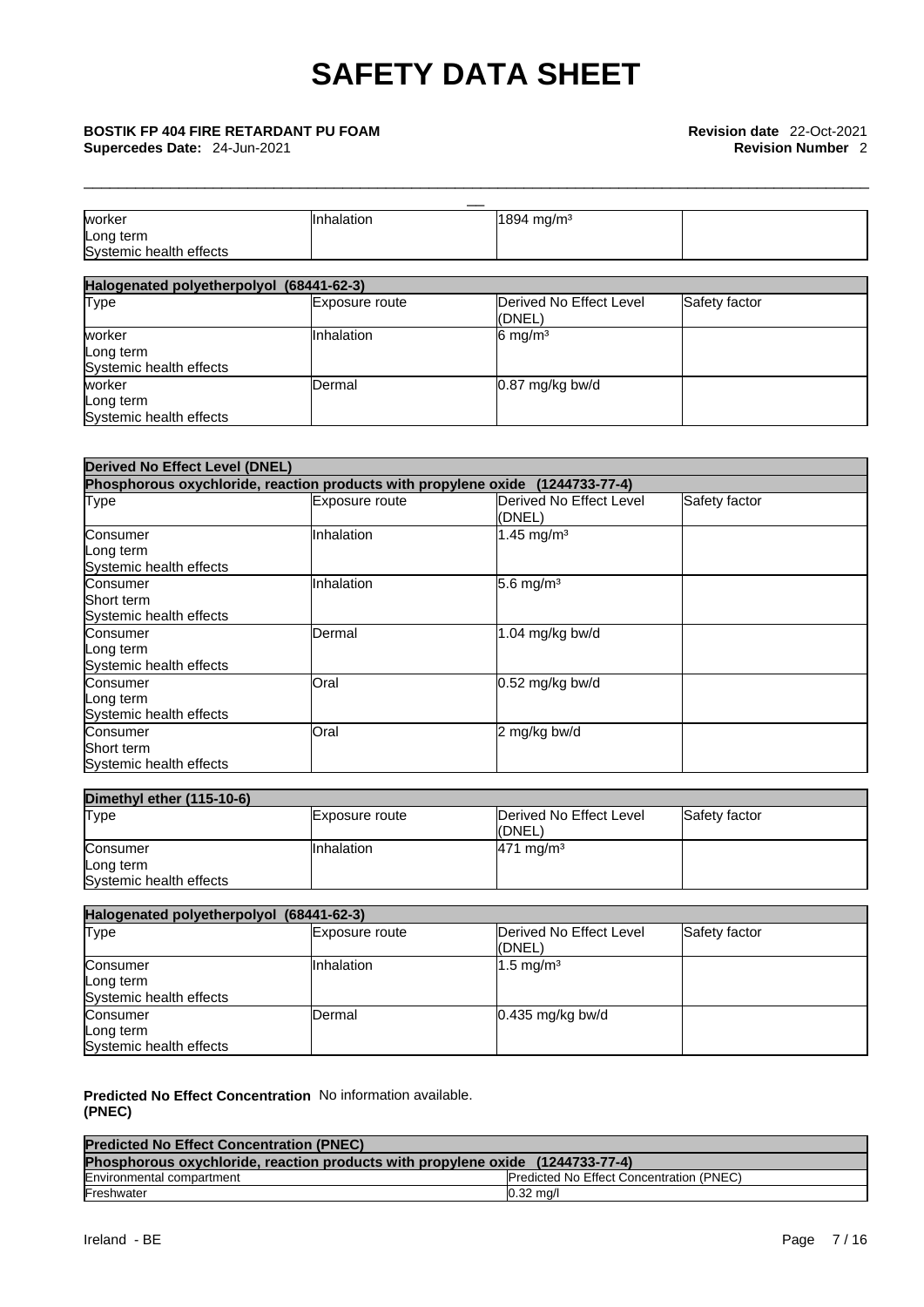| | | | |
|---|---|---|---|
| worker<br>Long term<br>Systemic health effects | Inhalation | 1894 mg/m³ | |

| Halogenated polyetherpolyol (68441-62-3) | | | |
|---|---|---|---|
| Type | Exposure route | Derived No Effect Level (DNEL) | Safety factor |
| worker<br>Long term<br>Systemic health effects | Inhalation | 6 mg/m³ | |
| worker<br>Long term<br>Systemic health effects | Dermal | 0.87 mg/kg bw/d | |

| Derived No Effect Level (DNEL) | | | |
|---|---|---|---|
| Phosphorous oxychloride, reaction products with propylene oxide (1244733-77-4) | | | |
| Type | Exposure route | Derived No Effect Level (DNEL) | Safety factor |
| Consumer<br>Long term<br>Systemic health effects | Inhalation | 1.45 mg/m³ | |
| Consumer<br>Short term<br>Systemic health effects | Inhalation | 5.6 mg/m³ | |
| Consumer<br>Long term<br>Systemic health effects | Dermal | 1.04 mg/kg bw/d | |
| Consumer<br>Long term<br>Systemic health effects | Oral | 0.52 mg/kg bw/d | |
| Consumer<br>Short term<br>Systemic health effects | Oral | 2 mg/kg bw/d | |

| Dimethyl ether (115-10-6) | | | |
|---|---|---|---|
| Type | Exposure route | Derived No Effect Level (DNEL) | Safety factor |
| Consumer<br>Long term<br>Systemic health effects | Inhalation | 471 mg/m³ | |

| Halogenated polyetherpolyol (68441-62-3) | | | |
|---|---|---|---|
| Type | Exposure route | Derived No Effect Level (DNEL) | Safety factor |
| Consumer<br>Long term<br>Systemic health effects | Inhalation | 1.5 mg/m³ | |
| Consumer<br>Long term<br>Systemic health effects | Dermal | 0.435 mg/kg bw/d | |

**Predicted No Effect Concentration (PNEC)** No information available.

| Predicted No Effect Concentration (PNEC) | |
|---|---|
| Phosphorous oxychloride, reaction products with propylene oxide (1244733-77-4) | |
| Environmental compartment | Predicted No Effect Concentration (PNEC) |
| Freshwater | 0.32 mg/l |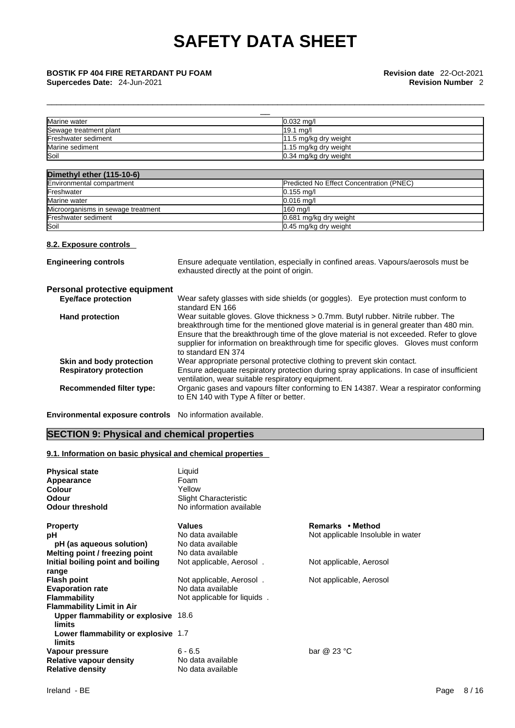| | |
|---|---|
| Marine water | 0.032 mg/l |
| Sewage treatment plant | 19.1 mg/l |
| Freshwater sediment | 11.5 mg/kg dry weight |
| Marine sediment | 1.15 mg/kg dry weight |
| Soil | 0.34 mg/kg dry weight |

| Dimethyl ether (115-10-6) | |
|---|---|
| Environmental compartment | Predicted No Effect Concentration (PNEC) |
| Freshwater | 0.155 mg/l |
| Marine water | 0.016 mg/l |
| Microorganisms in sewage treatment | 160 mg/l |
| Freshwater sediment | 0.681 mg/kg dry weight |
| Soil | 0.45 mg/kg dry weight |

### 8.2. Exposure controls

**Engineering controls** Ensure adequate ventilation, especially in confined areas. Vapours/aerosols must be exhausted directly at the point of origin.

**Personal protective equipment**

**Eye/face protection** Wear safety glasses with side shields (or goggles). Eye protection must conform to standard EN 166

**Hand protection** Wear suitable gloves. Glove thickness > 0.7mm. Butyl rubber. Nitrile rubber. The breakthrough time for the mentioned glove material is in general greater than 480 min. Ensure that the breakthrough time of the glove material is not exceeded. Refer to glove supplier for information on breakthrough time for specific gloves. Gloves must conform to standard EN 374

**Skin and body protection** Wear appropriate personal protective clothing to prevent skin contact.

**Respiratory protection** Ensure adequate respiratory protection during spray applications. In case of insufficient ventilation, wear suitable respiratory equipment.

**Recommended filter type:** Organic gases and vapours filter conforming to EN 14387. Wear a respirator conforming to EN 140 with Type A filter or better.

**Environmental exposure controls** No information available.

## SECTION 9: Physical and chemical properties

### 9.1. Information on basic physical and chemical properties

**Physical state** Liquid
**Appearance** Foam
**Colour** Yellow
**Odour** Slight Characteristic
**Odour threshold** No information available

| Property | Values | Remarks • Method |
|---|---|---|
| pH | No data available | Not applicable Insoluble in water |
| pH (as aqueous solution) | No data available | |
| Melting point / freezing point | No data available | |
| Initial boiling point and boiling range | Not applicable, Aerosol . | Not applicable, Aerosol |
| Flash point | Not applicable, Aerosol . | Not applicable, Aerosol |
| Evaporation rate | No data available | |
| Flammability | Not applicable for liquids . | |
| Flammability Limit in Air | | |
| Upper flammability or explosive limits | 18.6 | |
| Lower flammability or explosive limits | 1.7 | |
| Vapour pressure | 6 - 6.5 | bar @ 23 °C |
| Relative vapour density | No data available | |
| Relative density | No data available | |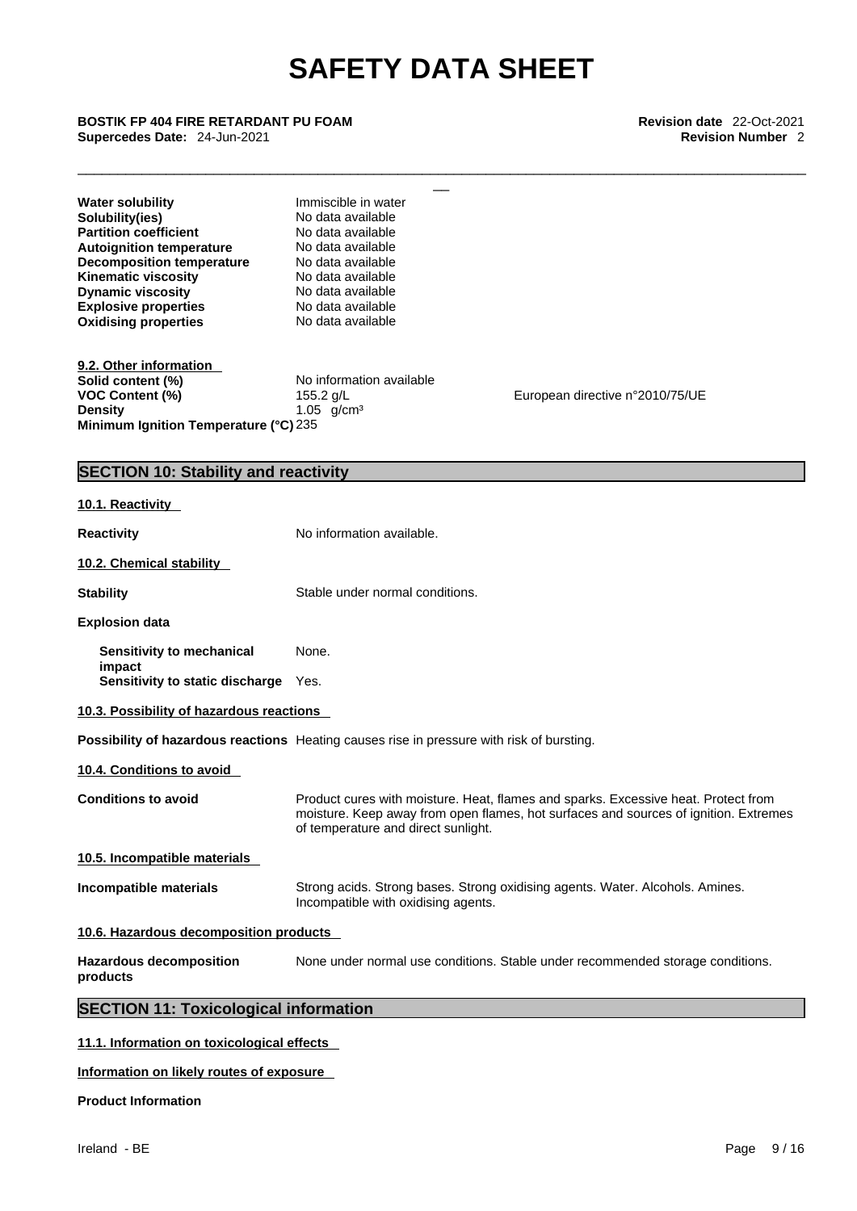| | |
|---|---|
| **Water solubility** | Immiscible in water |
| **Solubility(ies)** | No data available |
| **Partition coefficient** | No data available |
| **Autoignition temperature** | No data available |
| **Decomposition temperature** | No data available |
| **Kinematic viscosity** | No data available |
| **Dynamic viscosity** | No data available |
| **Explosive properties** | No data available |
| **Oxidising properties** | No data available |

**9.2. Other information**

| | | |
|---|---|---|
| **Solid content (%)** | No information available | |
| **VOC Content (%)** | 155.2 g/L | European directive n°2010/75/UE |
| **Density** | 1.05 g/cm³ | |
| **Minimum Ignition Temperature (°C)** | 235 | |

## SECTION 10: Stability and reactivity

**10.1. Reactivity**

**Reactivity** No information available.

**10.2. Chemical stability**

**Stability** Stable under normal conditions.

**Explosion data**

**Sensitivity to mechanical impact** None.
**Sensitivity to static discharge** Yes.

**10.3. Possibility of hazardous reactions**

**Possibility of hazardous reactions** Heating causes rise in pressure with risk of bursting.

**10.4. Conditions to avoid**

**Conditions to avoid** Product cures with moisture. Heat, flames and sparks. Excessive heat. Protect from moisture. Keep away from open flames, hot surfaces and sources of ignition. Extremes of temperature and direct sunlight.

**10.5. Incompatible materials**

**Incompatible materials** Strong acids. Strong bases. Strong oxidising agents. Water. Alcohols. Amines. Incompatible with oxidising agents.

**10.6. Hazardous decomposition products**

**Hazardous decomposition products** None under normal use conditions. Stable under recommended storage conditions.

## SECTION 11: Toxicological information

**11.1. Information on toxicological effects**

**Information on likely routes of exposure**

**Product Information**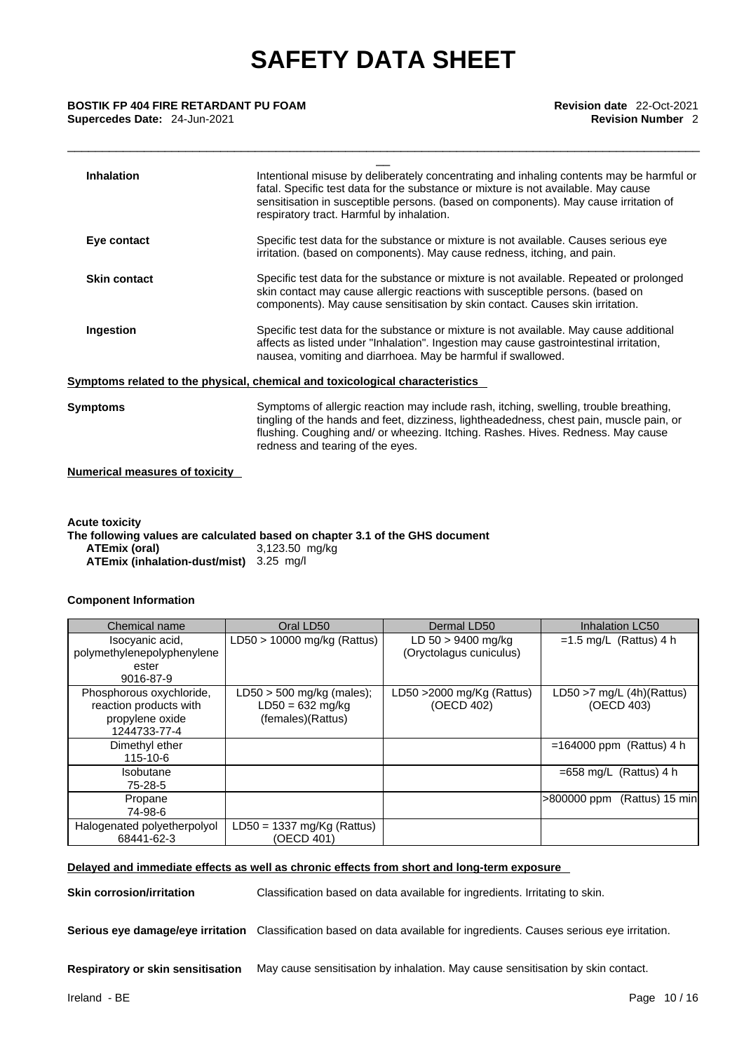| | |
|---|---|
| **Inhalation** | Intentional misuse by deliberately concentrating and inhaling contents may be harmful or fatal. Specific test data for the substance or mixture is not available. May cause sensitisation in susceptible persons. (based on components). May cause irritation of respiratory tract. Harmful by inhalation. |
| **Eye contact** | Specific test data for the substance or mixture is not available. Causes serious eye irritation. (based on components). May cause redness, itching, and pain. |
| **Skin contact** | Specific test data for the substance or mixture is not available. Repeated or prolonged skin contact may cause allergic reactions with susceptible persons. (based on components). May cause sensitisation by skin contact. Causes skin irritation. |
| **Ingestion** | Specific test data for the substance or mixture is not available. May cause additional affects as listed under "Inhalation". Ingestion may cause gastrointestinal irritation, nausea, vomiting and diarrhoea. May be harmful if swallowed. |

**Symptoms related to the physical, chemical and toxicological characteristics**

**Symptoms** Symptoms of allergic reaction may include rash, itching, swelling, trouble breathing, tingling of the hands and feet, dizziness, lightheadedness, chest pain, muscle pain, or flushing. Coughing and/ or wheezing. Itching. Rashes. Hives. Redness. May cause redness and tearing of the eyes.

**Numerical measures of toxicity**

**Acute toxicity**

**The following values are calculated based on chapter 3.1 of the GHS document**

**ATEmix (oral)** 3,123.50 mg/kg

**ATEmix (inhalation-dust/mist)** 3.25 mg/l

**Component Information**

| Chemical name | Oral LD50 | Dermal LD50 | Inhalation LC50 |
|---|---|---|---|
| Isocyanic acid, polymethylenepolyphenylene ester 9016-87-9 | LD50 > 10000 mg/kg (Rattus) | LD 50 > 9400 mg/kg (Oryctolagus cuniculus) | =1.5 mg/L (Rattus) 4 h |
| Phosphorous oxychloride, reaction products with propylene oxide 1244733-77-4 | LD50 > 500 mg/kg (males); LD50 = 632 mg/kg (females)(Rattus) | LD50 >2000 mg/Kg (Rattus) (OECD 402) | LD50 >7 mg/L (4h)(Rattus) (OECD 403) |
| Dimethyl ether 115-10-6 | | | =164000 ppm (Rattus) 4 h |
| Isobutane 75-28-5 | | | =658 mg/L (Rattus) 4 h |
| Propane 74-98-6 | | | >800000 ppm (Rattus) 15 min |
| Halogenated polyetherpolyol 68441-62-3 | LD50 = 1337 mg/Kg (Rattus) (OECD 401) | | |

**Delayed and immediate effects as well as chronic effects from short and long-term exposure**

**Skin corrosion/irritation** Classification based on data available for ingredients. Irritating to skin.

**Serious eye damage/eye irritation** Classification based on data available for ingredients. Causes serious eye irritation.

**Respiratory or skin sensitisation** May cause sensitisation by inhalation. May cause sensitisation by skin contact.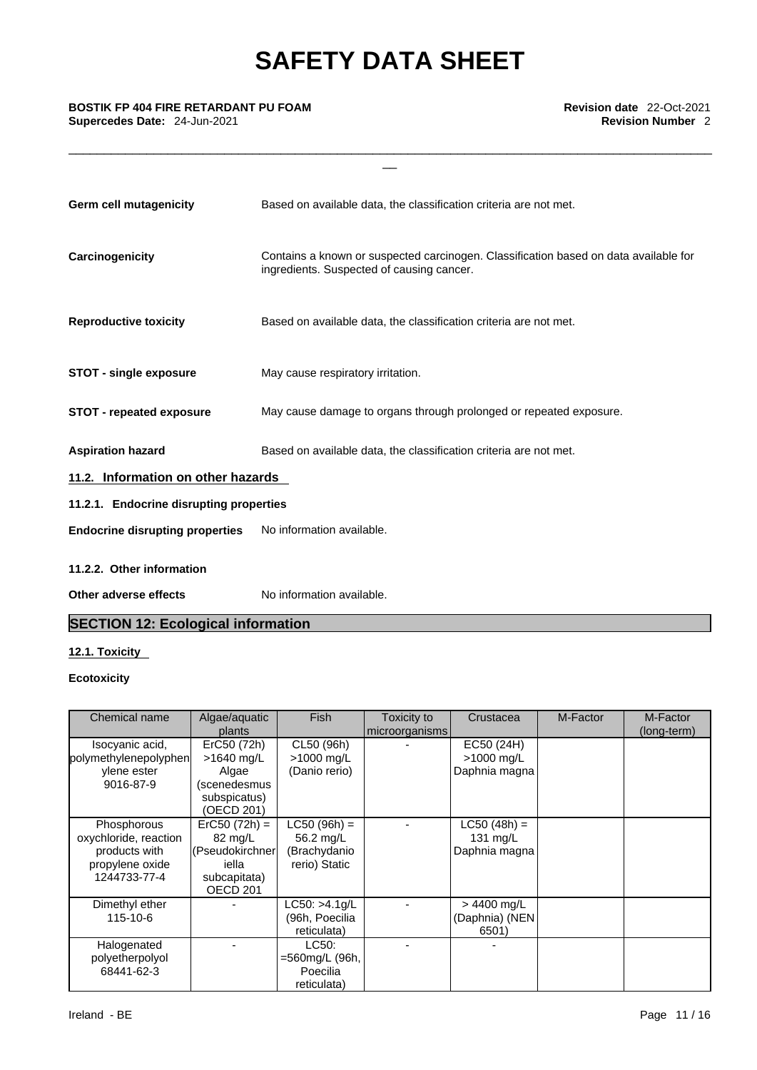**Germ cell mutagenicity** Based on available data, the classification criteria are not met.

**Carcinogenicity** Contains a known or suspected carcinogen. Classification based on data available for ingredients. Suspected of causing cancer.

**Reproductive toxicity** Based on available data, the classification criteria are not met.

**STOT - single exposure** May cause respiratory irritation.

**STOT - repeated exposure** May cause damage to organs through prolonged or repeated exposure.

**Aspiration hazard** Based on available data, the classification criteria are not met.

### 11.2. Information on other hazards

#### 11.2.1. Endocrine disrupting properties

**Endocrine disrupting properties** No information available.

#### 11.2.2. Other information

**Other adverse effects** No information available.

## SECTION 12: Ecological information

### 12.1. Toxicity

**Ecotoxicity**

| Chemical name | Algae/aquatic plants | Fish | Toxicity to microorganisms | Crustacea | M-Factor | M-Factor (long-term) |
|---|---|---|---|---|---|---|
| Isocyanic acid, polymethylenepolyphenylene ester 9016-87-9 | ErC50 (72h) >1640 mg/L Algae (scenedesmus subspicatus) (OECD 201) | CL50 (96h) >1000 mg/L (Danio rerio) | - | EC50 (24H) >1000 mg/L Daphnia magna | | |
| Phosphorous oxychloride, reaction products with propylene oxide 1244733-77-4 | ErC50 (72h) = 82 mg/L (Pseudokirchneriella subcapitata) OECD 201 | LC50 (96h) = 56.2 mg/L (Brachydanio rerio) Static | - | LC50 (48h) = 131 mg/L Daphnia magna | | |
| Dimethyl ether 115-10-6 | - | LC50: >4.1g/L (96h, Poecilia reticulata) | - | > 4400 mg/L (Daphnia) (NEN 6501) | | |
| Halogenated polyetherpolyol 68441-62-3 | - | LC50: =560mg/L (96h, Poecilia reticulata) | - | - | | |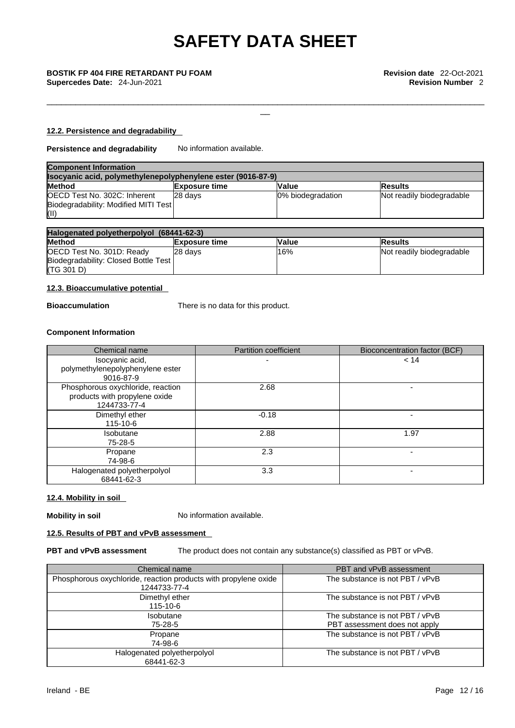### 12.2. Persistence and degradability

**Persistence and degradability** No information available.

| Component Information | | | |
|---|---|---|---|
| **Isocyanic acid, polymethylenepolyphenylene ester (9016-87-9)** | | | |
| **Method** | **Exposure time** | **Value** | **Results** |
| OECD Test No. 302C: Inherent Biodegradability: Modified MITI Test (II) | 28 days | 0% biodegradation | Not readily biodegradable |

| Halogenated polyetherpolyol (68441-62-3) | | | |
|---|---|---|---|
| **Method** | **Exposure time** | **Value** | **Results** |
| OECD Test No. 301D: Ready Biodegradability: Closed Bottle Test (TG 301 D) | 28 days | 16% | Not readily biodegradable |

### 12.3. Bioaccumulative potential

**Bioaccumulation** There is no data for this product.

**Component Information**

| Chemical name | Partition coefficient | Bioconcentration factor (BCF) |
|---|---|---|
| Isocyanic acid, polymethylenepolyphenylene ester 9016-87-9 | - | < 14 |
| Phosphorous oxychloride, reaction products with propylene oxide 1244733-77-4 | 2.68 | - |
| Dimethyl ether 115-10-6 | -0.18 | - |
| Isobutane 75-28-5 | 2.88 | 1.97 |
| Propane 74-98-6 | 2.3 | - |
| Halogenated polyetherpolyol 68441-62-3 | 3.3 | - |

### 12.4. Mobility in soil

**Mobility in soil** No information available.

### 12.5. Results of PBT and vPvB assessment

**PBT and vPvB assessment** The product does not contain any substance(s) classified as PBT or vPvB.

| Chemical name | PBT and vPvB assessment |
|---|---|
| Phosphorous oxychloride, reaction products with propylene oxide 1244733-77-4 | The substance is not PBT / vPvB |
| Dimethyl ether 115-10-6 | The substance is not PBT / vPvB |
| Isobutane 75-28-5 | The substance is not PBT / vPvB PBT assessment does not apply |
| Propane 74-98-6 | The substance is not PBT / vPvB |
| Halogenated polyetherpolyol 68441-62-3 | The substance is not PBT / vPvB |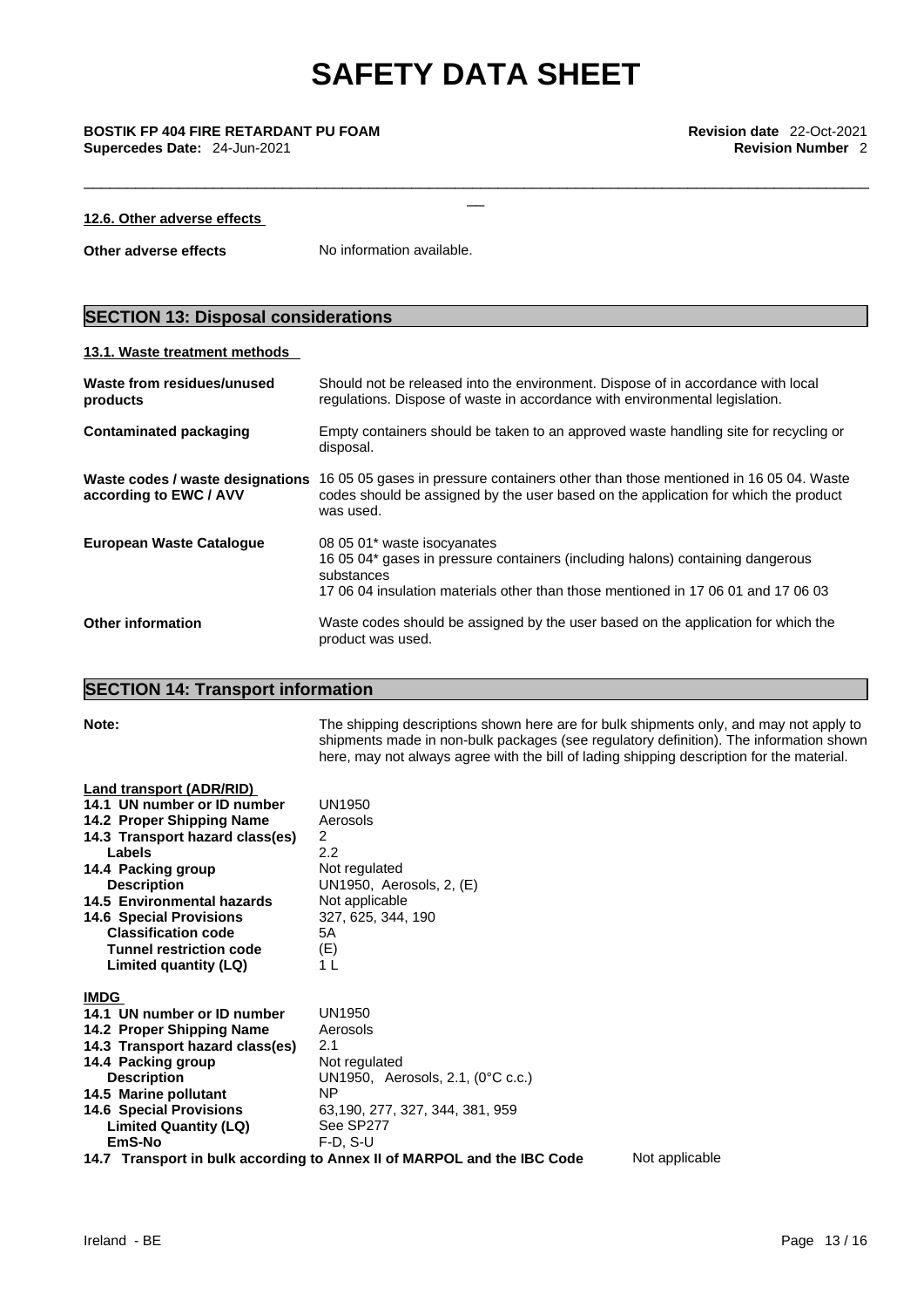#### 12.6. Other adverse effects

**Other adverse effects** No information available.

## SECTION 13: Disposal considerations

#### 13.1. Waste treatment methods

| | |
|---|---|
| **Waste from residues/unused products** | Should not be released into the environment. Dispose of in accordance with local regulations. Dispose of waste in accordance with environmental legislation. |
| **Contaminated packaging** | Empty containers should be taken to an approved waste handling site for recycling or disposal. |
| **Waste codes / waste designations according to EWC / AVV** | 16 05 05 gases in pressure containers other than those mentioned in 16 05 04. Waste codes should be assigned by the user based on the application for which the product was used. |
| **European Waste Catalogue** | 08 05 01* waste isocyanates<br>16 05 04* gases in pressure containers (including halons) containing dangerous substances<br>17 06 04 insulation materials other than those mentioned in 17 06 01 and 17 06 03 |
| **Other information** | Waste codes should be assigned by the user based on the application for which the product was used. |

## SECTION 14: Transport information

**Note:** The shipping descriptions shown here are for bulk shipments only, and may not apply to shipments made in non-bulk packages (see regulatory definition). The information shown here, may not always agree with the bill of lading shipping description for the material.

#### Land transport (ADR/RID)

| | |
|---|---|
| **14.1 UN number or ID number** | UN1950 |
| **14.2 Proper Shipping Name** | Aerosols |
| **14.3 Transport hazard class(es)** | 2 |
| **Labels** | 2.2 |
| **14.4 Packing group** | Not regulated |
| **Description** | UN1950, Aerosols, 2, (E) |
| **14.5 Environmental hazards** | Not applicable |
| **14.6 Special Provisions** | 327, 625, 344, 190 |
| **Classification code** | 5A |
| **Tunnel restriction code** | (E) |
| **Limited quantity (LQ)** | 1 L |

#### IMDG

| | |
|---|---|
| **14.1 UN number or ID number** | UN1950 |
| **14.2 Proper Shipping Name** | Aerosols |
| **14.3 Transport hazard class(es)** | 2.1 |
| **14.4 Packing group** | Not regulated |
| **Description** | UN1950, Aerosols, 2.1, (0°C c.c.) |
| **14.5 Marine pollutant** | NP |
| **14.6 Special Provisions** | 63,190, 277, 327, 344, 381, 959 |
| **Limited Quantity (LQ)** | See SP277 |
| **EmS-No** | F-D, S-U |

**14.7 Transport in bulk according to Annex II of MARPOL and the IBC Code** Not applicable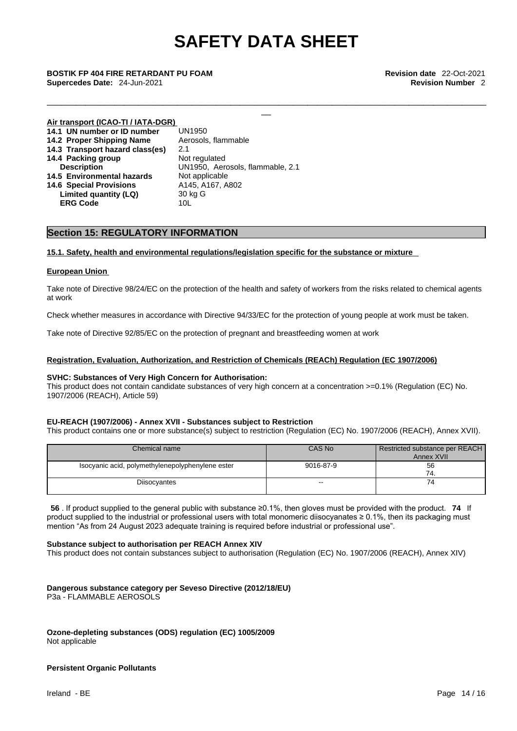**Air transport (ICAO-TI / IATA-DGR)**

| | |
|---|---|
| **14.1 UN number or ID number** | UN1950 |
| **14.2 Proper Shipping Name** | Aerosols, flammable |
| **14.3 Transport hazard class(es)** | 2.1 |
| **14.4 Packing group** | Not regulated |
| **Description** | UN1950, Aerosols, flammable, 2.1 |
| **14.5 Environmental hazards** | Not applicable |
| **14.6 Special Provisions** | A145, A167, A802 |
| **Limited quantity (LQ)** | 30 kg G |
| **ERG Code** | 10L |

## Section 15: REGULATORY INFORMATION

### 15.1. Safety, health and environmental regulations/legislation specific for the substance or mixture

**European Union**

Take note of Directive 98/24/EC on the protection of the health and safety of workers from the risks related to chemical agents at work

Check whether measures in accordance with Directive 94/33/EC for the protection of young people at work must be taken.

Take note of Directive 92/85/EC on the protection of pregnant and breastfeeding women at work

**Registration, Evaluation, Authorization, and Restriction of Chemicals (REACh) Regulation (EC 1907/2006)**

**SVHC: Substances of Very High Concern for Authorisation:**
This product does not contain candidate substances of very high concern at a concentration >=0.1% (Regulation (EC) No. 1907/2006 (REACH), Article 59)

**EU-REACH (1907/2006) - Annex XVII - Substances subject to Restriction**
This product contains one or more substance(s) subject to restriction (Regulation (EC) No. 1907/2006 (REACH), Annex XVII).

| Chemical name | CAS No | Restricted substance per REACH Annex XVII |
|---|---|---|
| Isocyanic acid, polymethylenepolyphenylene ester | 9016-87-9 | 56<br>74. |
| Diisocyantes | -- | 74 |

**56** . If product supplied to the general public with substance ≥0.1%, then gloves must be provided with the product. **74** If product supplied to the industrial or professional users with total monomeric diisocyanates ≥ 0.1%, then its packaging must mention "As from 24 August 2023 adequate training is required before industrial or professional use".

**Substance subject to authorisation per REACH Annex XIV**
This product does not contain substances subject to authorisation (Regulation (EC) No. 1907/2006 (REACH), Annex XIV)

**Dangerous substance category per Seveso Directive (2012/18/EU)**
P3a - FLAMMABLE AEROSOLS

**Ozone-depleting substances (ODS) regulation (EC) 1005/2009**
Not applicable

**Persistent Organic Pollutants**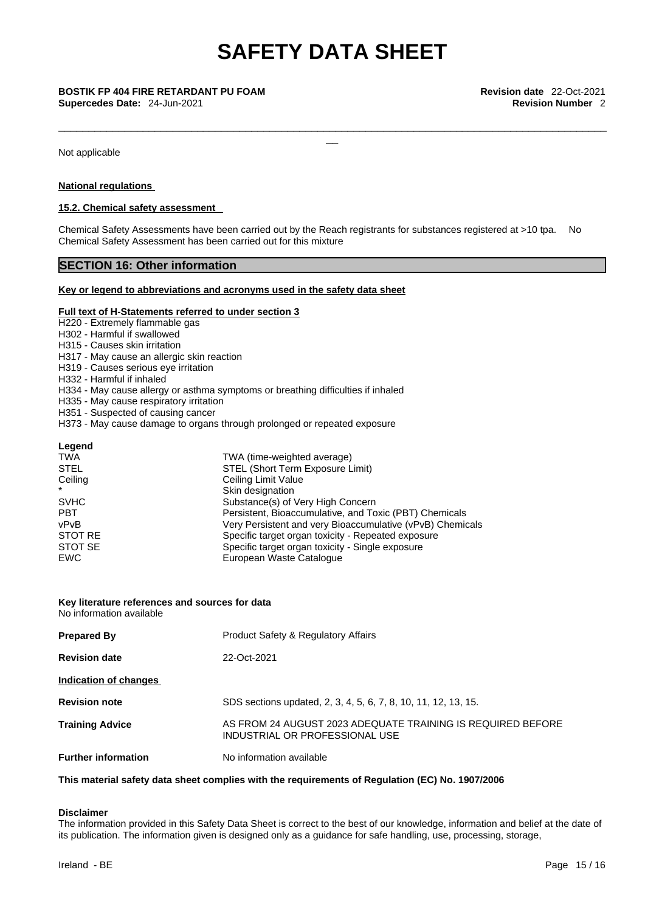Not applicable

**National regulations**

**15.2. Chemical safety assessment**

Chemical Safety Assessments have been carried out by the Reach registrants for substances registered at >10 tpa. No Chemical Safety Assessment has been carried out for this mixture

## SECTION 16: Other information

**Key or legend to abbreviations and acronyms used in the safety data sheet**

**Full text of H-Statements referred to under section 3**

H220 - Extremely flammable gas
H302 - Harmful if swallowed
H315 - Causes skin irritation
H317 - May cause an allergic skin reaction
H319 - Causes serious eye irritation
H332 - Harmful if inhaled
H334 - May cause allergy or asthma symptoms or breathing difficulties if inhaled
H335 - May cause respiratory irritation
H351 - Suspected of causing cancer
H373 - May cause damage to organs through prolonged or repeated exposure

**Legend**

| | |
|---|---|
| TWA | TWA (time-weighted average) |
| STEL | STEL (Short Term Exposure Limit) |
| Ceiling | Ceiling Limit Value |
| * | Skin designation |
| SVHC | Substance(s) of Very High Concern |
| PBT | Persistent, Bioaccumulative, and Toxic (PBT) Chemicals |
| vPvB | Very Persistent and very Bioaccumulative (vPvB) Chemicals |
| STOT RE | Specific target organ toxicity - Repeated exposure |
| STOT SE | Specific target organ toxicity - Single exposure |
| EWC | European Waste Catalogue |

**Key literature references and sources for data**
No information available

**Prepared By** Product Safety & Regulatory Affairs

**Revision date** 22-Oct-2021

**Indication of changes**

**Revision note** SDS sections updated, 2, 3, 4, 5, 6, 7, 8, 10, 11, 12, 13, 15.

**Training Advice** AS FROM 24 AUGUST 2023 ADEQUATE TRAINING IS REQUIRED BEFORE INDUSTRIAL OR PROFESSIONAL USE

**Further information** No information available

**This material safety data sheet complies with the requirements of Regulation (EC) No. 1907/2006**

**Disclaimer**
The information provided in this Safety Data Sheet is correct to the best of our knowledge, information and belief at the date of its publication. The information given is designed only as a guidance for safe handling, use, processing, storage,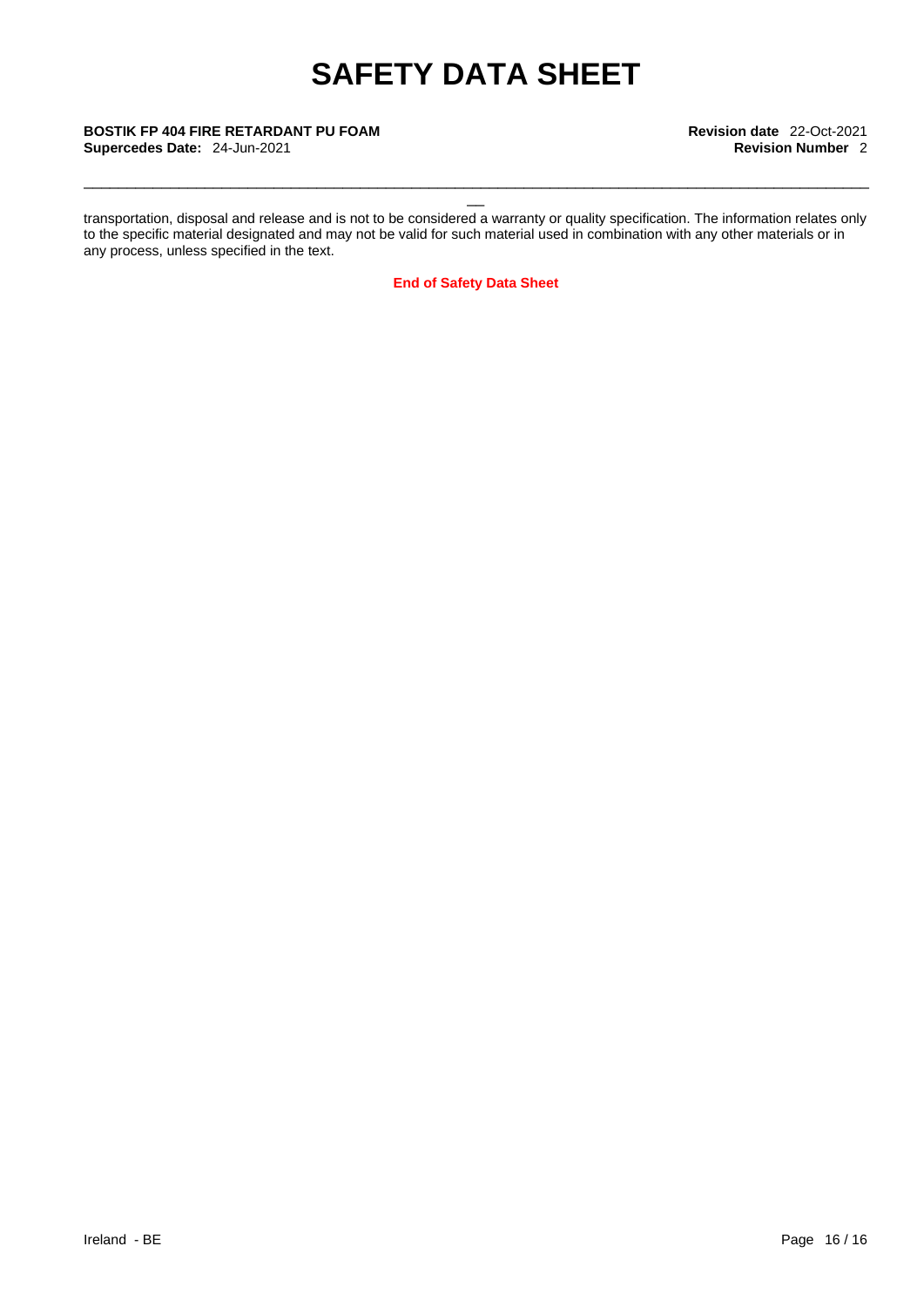transportation, disposal and release and is not to be considered a warranty or quality specification. The information relates only to the specific material designated and may not be valid for such material used in combination with any other materials or in any process, unless specified in the text.

**End of Safety Data Sheet**